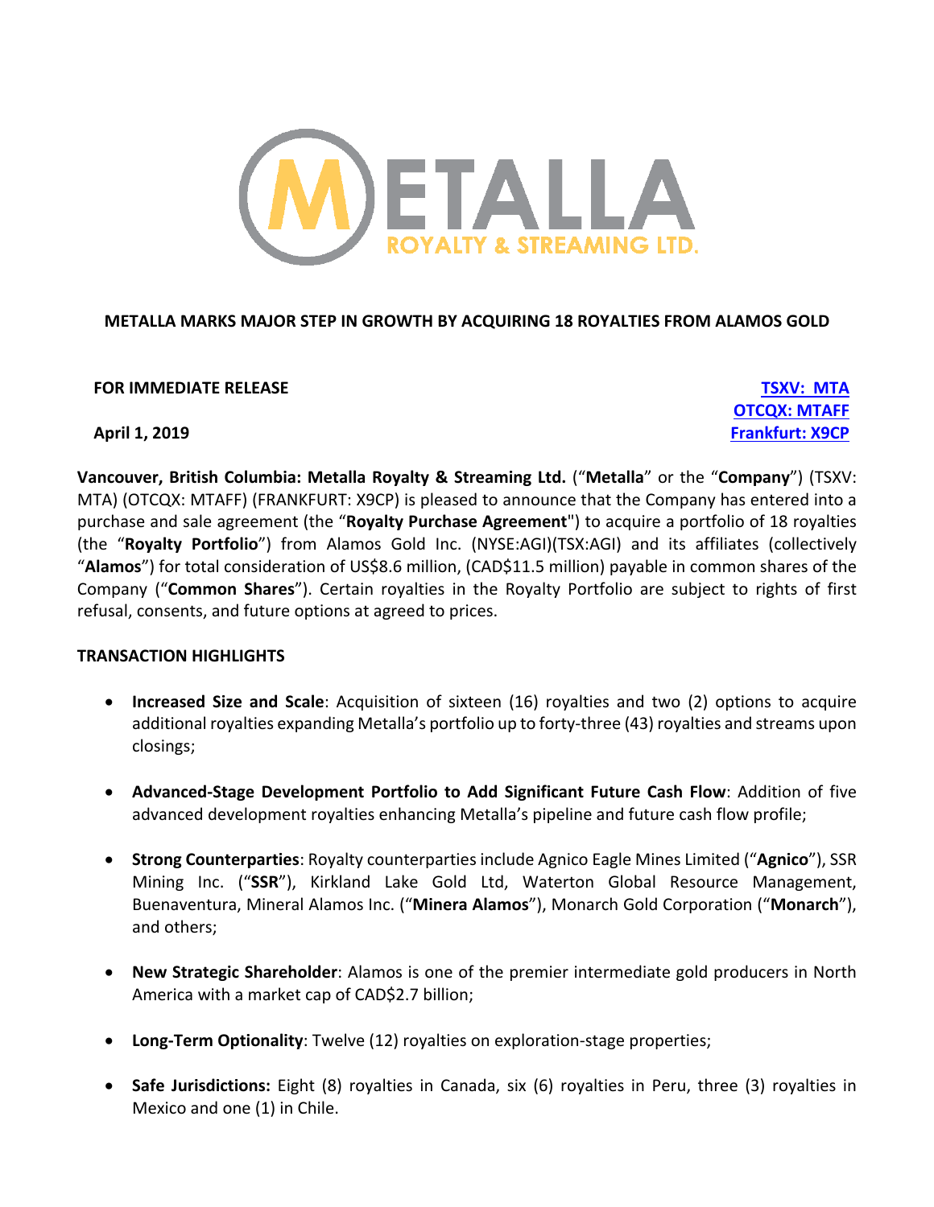# METALLA MARKS MAJOR STEP IN GROWTH BY ACQUIRING 18 ROYALTIES FROM ALAMOS GOLD

**FOR IMMEDIATE RELEASE**

**April 1, 2019**

**TSXV: MTA**
**OTCQX: MTAFF**
**Frankfurt: X9CP**

**Vancouver, British Columbia: Metalla Royalty & Streaming Ltd.** ("**Metalla**" or the "**Company**") (TSXV: MTA) (OTCQX: MTAFF) (FRANKFURT: X9CP) is pleased to announce that the Company has entered into a purchase and sale agreement (the "**Royalty Purchase Agreement**") to acquire a portfolio of 18 royalties (the "**Royalty Portfolio**") from Alamos Gold Inc. (NYSE:AGI)(TSX:AGI) and its affiliates (collectively "**Alamos**") for total consideration of US$8.6 million, (CAD$11.5 million) payable in common shares of the Company ("**Common Shares**"). Certain royalties in the Royalty Portfolio are subject to rights of first refusal, consents, and future options at agreed to prices.

## TRANSACTION HIGHLIGHTS

- **Increased Size and Scale**: Acquisition of sixteen (16) royalties and two (2) options to acquire additional royalties expanding Metalla's portfolio up to forty-three (43) royalties and streams upon closings;
- **Advanced-Stage Development Portfolio to Add Significant Future Cash Flow**: Addition of five advanced development royalties enhancing Metalla's pipeline and future cash flow profile;
- **Strong Counterparties**: Royalty counterparties include Agnico Eagle Mines Limited ("**Agnico**"), SSR Mining Inc. ("**SSR**"), Kirkland Lake Gold Ltd, Waterton Global Resource Management, Buenaventura, Mineral Alamos Inc. ("**Minera Alamos**"), Monarch Gold Corporation ("**Monarch**"), and others;
- **New Strategic Shareholder**: Alamos is one of the premier intermediate gold producers in North America with a market cap of CAD$2.7 billion;
- **Long-Term Optionality**: Twelve (12) royalties on exploration-stage properties;
- **Safe Jurisdictions:** Eight (8) royalties in Canada, six (6) royalties in Peru, three (3) royalties in Mexico and one (1) in Chile.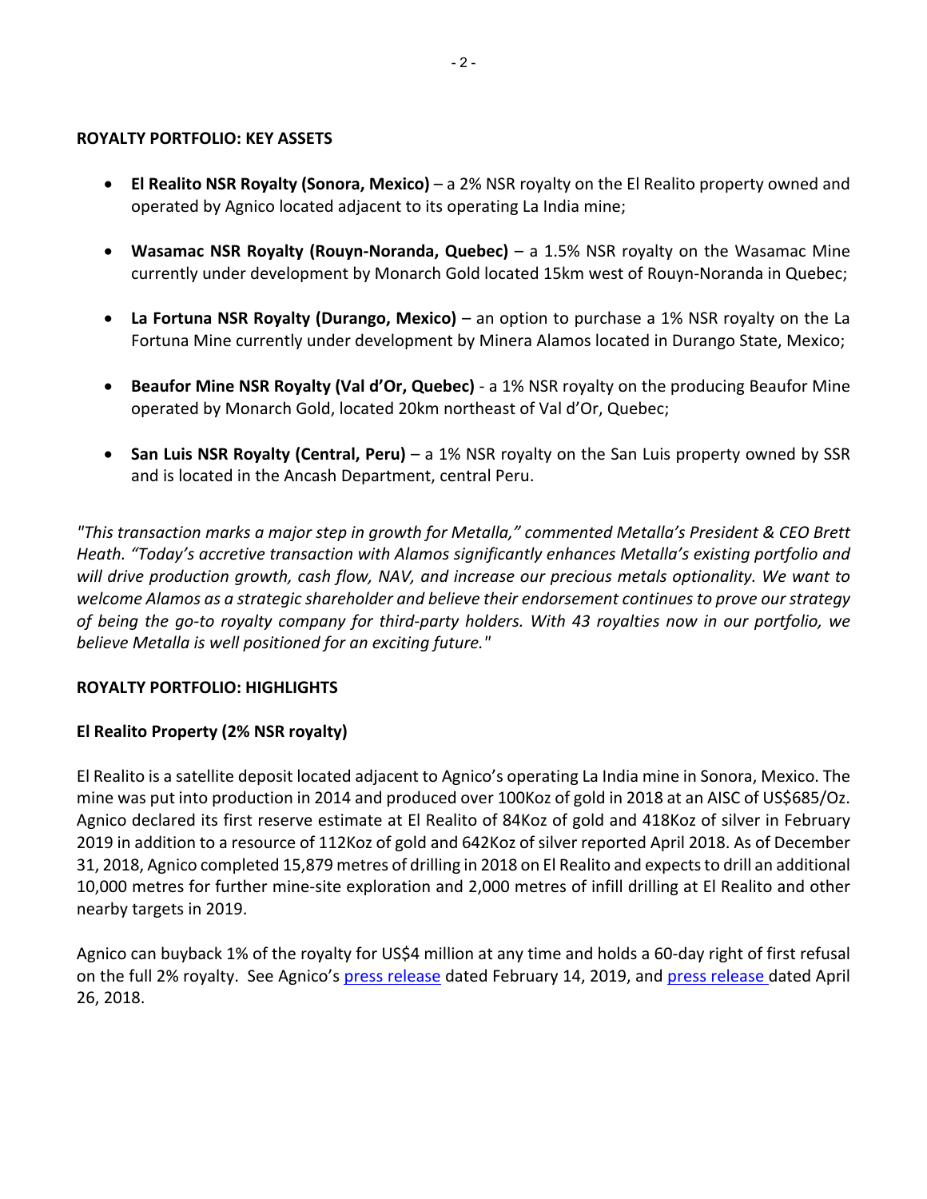**ROYALTY PORTFOLIO: KEY ASSETS**

- **El Realito NSR Royalty (Sonora, Mexico)** – a 2% NSR royalty on the El Realito property owned and operated by Agnico located adjacent to its operating La India mine;
- **Wasamac NSR Royalty (Rouyn-Noranda, Quebec)** – a 1.5% NSR royalty on the Wasamac Mine currently under development by Monarch Gold located 15km west of Rouyn-Noranda in Quebec;
- **La Fortuna NSR Royalty (Durango, Mexico)** – an option to purchase a 1% NSR royalty on the La Fortuna Mine currently under development by Minera Alamos located in Durango State, Mexico;
- **Beaufor Mine NSR Royalty (Val d'Or, Quebec)** - a 1% NSR royalty on the producing Beaufor Mine operated by Monarch Gold, located 20km northeast of Val d'Or, Quebec;
- **San Luis NSR Royalty (Central, Peru)** – a 1% NSR royalty on the San Luis property owned by SSR and is located in the Ancash Department, central Peru.

*"This transaction marks a major step in growth for Metalla," commented Metalla's President & CEO Brett Heath. "Today's accretive transaction with Alamos significantly enhances Metalla's existing portfolio and will drive production growth, cash flow, NAV, and increase our precious metals optionality. We want to welcome Alamos as a strategic shareholder and believe their endorsement continues to prove our strategy of being the go-to royalty company for third-party holders. With 43 royalties now in our portfolio, we believe Metalla is well positioned for an exciting future."*

**ROYALTY PORTFOLIO: HIGHLIGHTS**

**El Realito Property (2% NSR royalty)**

El Realito is a satellite deposit located adjacent to Agnico's operating La India mine in Sonora, Mexico. The mine was put into production in 2014 and produced over 100Koz of gold in 2018 at an AISC of US$685/Oz. Agnico declared its first reserve estimate at El Realito of 84Koz of gold and 418Koz of silver in February 2019 in addition to a resource of 112Koz of gold and 642Koz of silver reported April 2018. As of December 31, 2018, Agnico completed 15,879 metres of drilling in 2018 on El Realito and expects to drill an additional 10,000 metres for further mine-site exploration and 2,000 metres of infill drilling at El Realito and other nearby targets in 2019.

Agnico can buyback 1% of the royalty for US$4 million at any time and holds a 60-day right of first refusal on the full 2% royalty. See Agnico's press release dated February 14, 2019, and press release dated April 26, 2018.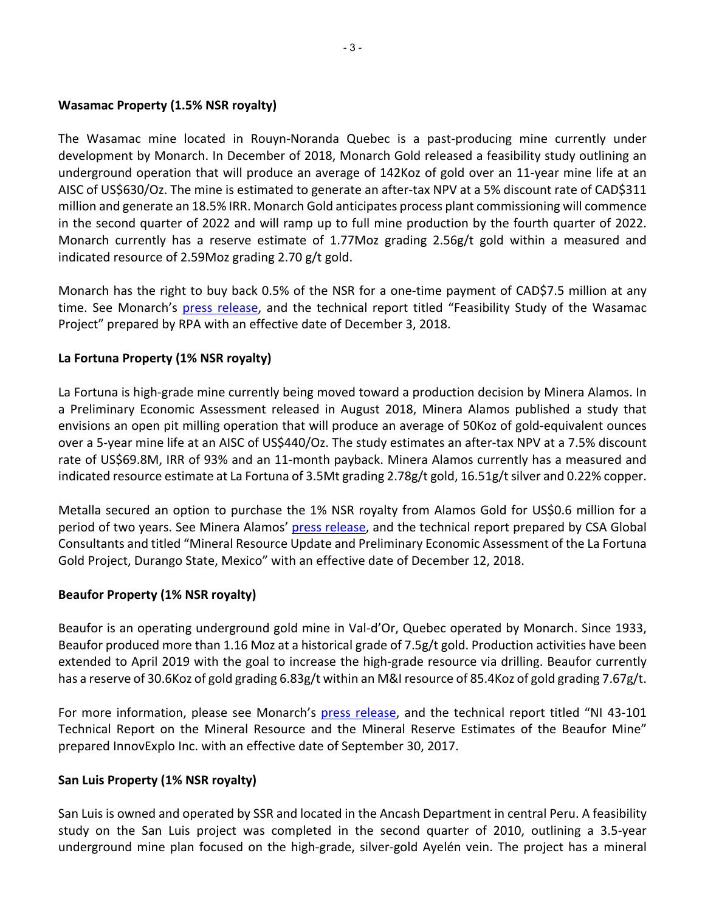**Wasamac Property (1.5% NSR royalty)**

The Wasamac mine located in Rouyn-Noranda Quebec is a past-producing mine currently under development by Monarch. In December of 2018, Monarch Gold released a feasibility study outlining an underground operation that will produce an average of 142Koz of gold over an 11-year mine life at an AISC of US$630/Oz. The mine is estimated to generate an after-tax NPV at a 5% discount rate of CAD$311 million and generate an 18.5% IRR. Monarch Gold anticipates process plant commissioning will commence in the second quarter of 2022 and will ramp up to full mine production by the fourth quarter of 2022. Monarch currently has a reserve estimate of 1.77Moz grading 2.56g/t gold within a measured and indicated resource of 2.59Moz grading 2.70 g/t gold.

Monarch has the right to buy back 0.5% of the NSR for a one-time payment of CAD$7.5 million at any time. See Monarch's press release, and the technical report titled "Feasibility Study of the Wasamac Project" prepared by RPA with an effective date of December 3, 2018.

**La Fortuna Property (1% NSR royalty)**

La Fortuna is high-grade mine currently being moved toward a production decision by Minera Alamos. In a Preliminary Economic Assessment released in August 2018, Minera Alamos published a study that envisions an open pit milling operation that will produce an average of 50Koz of gold-equivalent ounces over a 5-year mine life at an AISC of US$440/Oz. The study estimates an after-tax NPV at a 7.5% discount rate of US$69.8M, IRR of 93% and an 11-month payback. Minera Alamos currently has a measured and indicated resource estimate at La Fortuna of 3.5Mt grading 2.78g/t gold, 16.51g/t silver and 0.22% copper.

Metalla secured an option to purchase the 1% NSR royalty from Alamos Gold for US$0.6 million for a period of two years. See Minera Alamos' press release, and the technical report prepared by CSA Global Consultants and titled "Mineral Resource Update and Preliminary Economic Assessment of the La Fortuna Gold Project, Durango State, Mexico" with an effective date of December 12, 2018.

**Beaufor Property (1% NSR royalty)**

Beaufor is an operating underground gold mine in Val-d'Or, Quebec operated by Monarch. Since 1933, Beaufor produced more than 1.16 Moz at a historical grade of 7.5g/t gold. Production activities have been extended to April 2019 with the goal to increase the high-grade resource via drilling. Beaufor currently has a reserve of 30.6Koz of gold grading 6.83g/t within an M&I resource of 85.4Koz of gold grading 7.67g/t.

For more information, please see Monarch's press release, and the technical report titled "NI 43-101 Technical Report on the Mineral Resource and the Mineral Reserve Estimates of the Beaufor Mine" prepared InnovExplo Inc. with an effective date of September 30, 2017.

**San Luis Property (1% NSR royalty)**

San Luis is owned and operated by SSR and located in the Ancash Department in central Peru. A feasibility study on the San Luis project was completed in the second quarter of 2010, outlining a 3.5-year underground mine plan focused on the high-grade, silver-gold Ayelén vein. The project has a mineral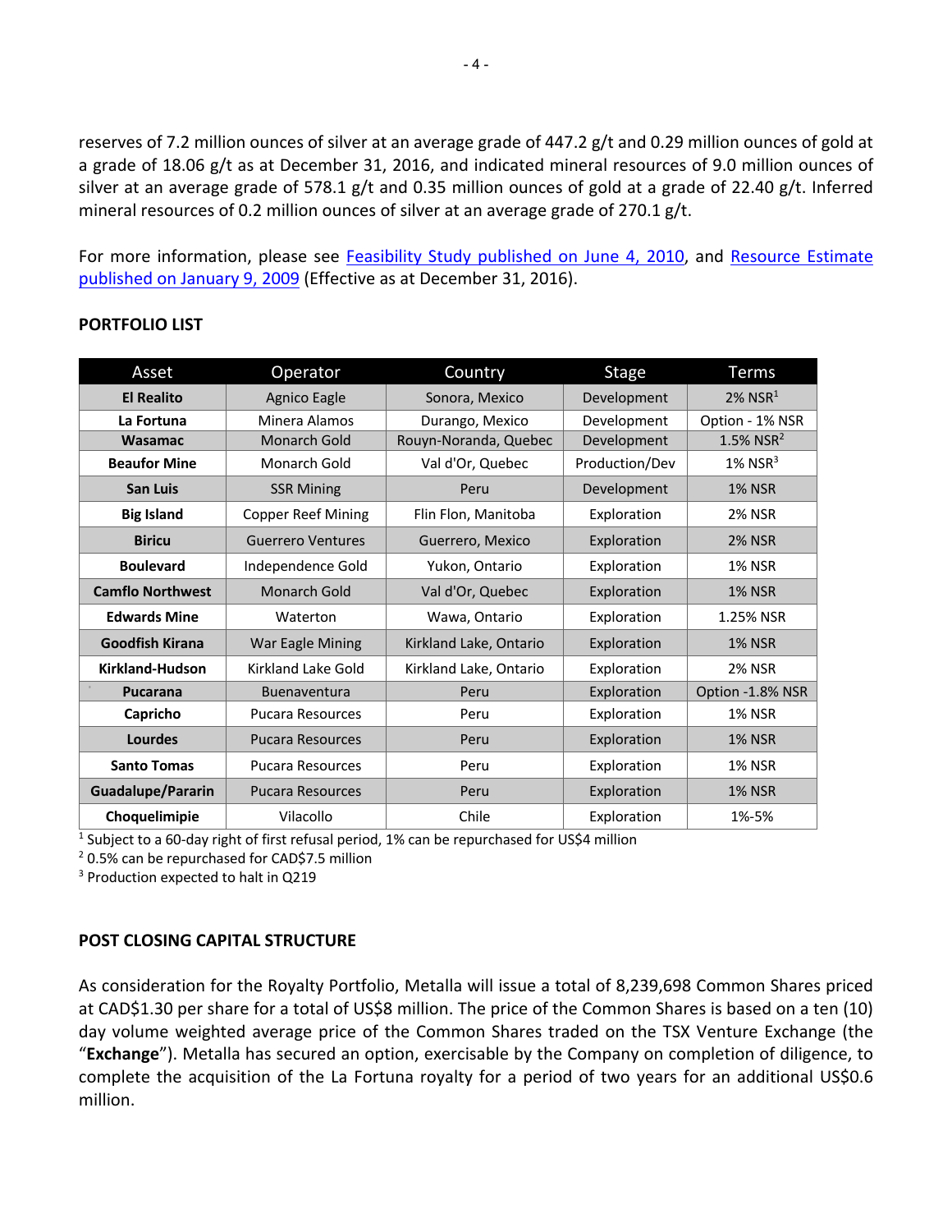reserves of 7.2 million ounces of silver at an average grade of 447.2 g/t and 0.29 million ounces of gold at a grade of 18.06 g/t as at December 31, 2016, and indicated mineral resources of 9.0 million ounces of silver at an average grade of 578.1 g/t and 0.35 million ounces of gold at a grade of 22.40 g/t. Inferred mineral resources of 0.2 million ounces of silver at an average grade of 270.1 g/t.

For more information, please see Feasibility Study published on June 4, 2010, and Resource Estimate published on January 9, 2009 (Effective as at December 31, 2016).

**PORTFOLIO LIST**

| Asset | Operator | Country | Stage | Terms |
|---|---|---|---|---|
| **El Realito** | Agnico Eagle | Sonora, Mexico | Development | 2% NSR[1] |
| **La Fortuna** | Minera Alamos | Durango, Mexico | Development | Option - 1% NSR |
| **Wasamac** | Monarch Gold | Rouyn-Noranda, Quebec | Development | 1.5% NSR[2] |
| **Beaufor Mine** | Monarch Gold | Val d'Or, Quebec | Production/Dev | 1% NSR[3] |
| **San Luis** | SSR Mining | Peru | Development | 1% NSR |
| **Big Island** | Copper Reef Mining | Flin Flon, Manitoba | Exploration | 2% NSR |
| **Biricu** | Guerrero Ventures | Guerrero, Mexico | Exploration | 2% NSR |
| **Boulevard** | Independence Gold | Yukon, Ontario | Exploration | 1% NSR |
| **Camflo Northwest** | Monarch Gold | Val d'Or, Quebec | Exploration | 1% NSR |
| **Edwards Mine** | Waterton | Wawa, Ontario | Exploration | 1.25% NSR |
| **Goodfish Kirana** | War Eagle Mining | Kirkland Lake, Ontario | Exploration | 1% NSR |
| **Kirkland-Hudson** | Kirkland Lake Gold | Kirkland Lake, Ontario | Exploration | 2% NSR |
| **Pucarana** | Buenaventura | Peru | Exploration | Option -1.8% NSR |
| **Capricho** | Pucara Resources | Peru | Exploration | 1% NSR |
| **Lourdes** | Pucara Resources | Peru | Exploration | 1% NSR |
| **Santo Tomas** | Pucara Resources | Peru | Exploration | 1% NSR |
| **Guadalupe/Pararin** | Pucara Resources | Peru | Exploration | 1% NSR |
| **Choquelimipie** | Vilacollo | Chile | Exploration | 1%-5% |

[1] Subject to a 60-day right of first refusal period, 1% can be repurchased for US$4 million

[2] 0.5% can be repurchased for CAD$7.5 million

[3] Production expected to halt in Q219

**POST CLOSING CAPITAL STRUCTURE**

As consideration for the Royalty Portfolio, Metalla will issue a total of 8,239,698 Common Shares priced at CAD$1.30 per share for a total of US$8 million. The price of the Common Shares is based on a ten (10) day volume weighted average price of the Common Shares traded on the TSX Venture Exchange (the "**Exchange**"). Metalla has secured an option, exercisable by the Company on completion of diligence, to complete the acquisition of the La Fortuna royalty for a period of two years for an additional US$0.6 million.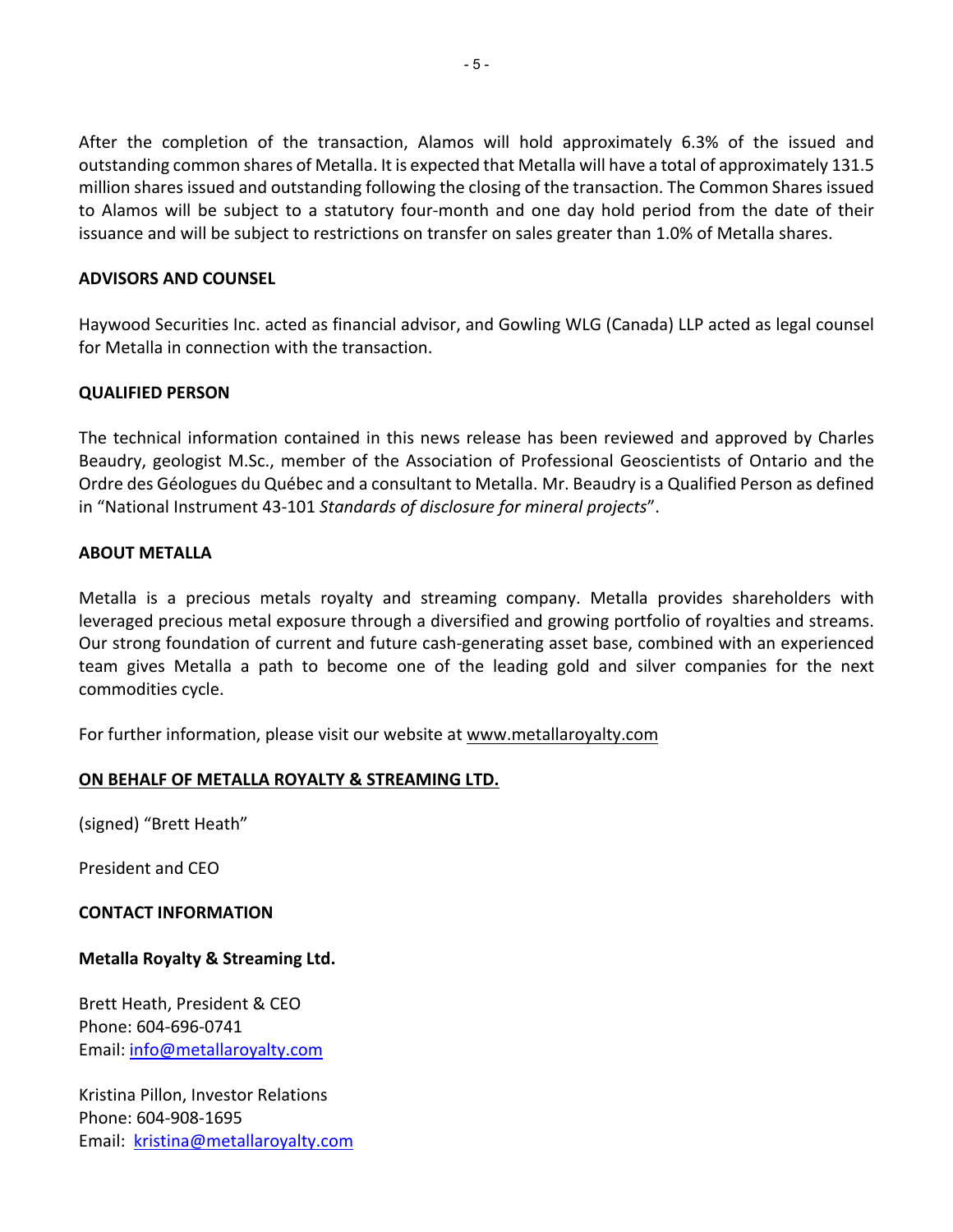After the completion of the transaction, Alamos will hold approximately 6.3% of the issued and outstanding common shares of Metalla. It is expected that Metalla will have a total of approximately 131.5 million shares issued and outstanding following the closing of the transaction. The Common Shares issued to Alamos will be subject to a statutory four-month and one day hold period from the date of their issuance and will be subject to restrictions on transfer on sales greater than 1.0% of Metalla shares.

## ADVISORS AND COUNSEL

Haywood Securities Inc. acted as financial advisor, and Gowling WLG (Canada) LLP acted as legal counsel for Metalla in connection with the transaction.

## QUALIFIED PERSON

The technical information contained in this news release has been reviewed and approved by Charles Beaudry, geologist M.Sc., member of the Association of Professional Geoscientists of Ontario and the Ordre des Géologues du Québec and a consultant to Metalla. Mr. Beaudry is a Qualified Person as defined in "National Instrument 43-101 *Standards of disclosure for mineral projects*".

## ABOUT METALLA

Metalla is a precious metals royalty and streaming company. Metalla provides shareholders with leveraged precious metal exposure through a diversified and growing portfolio of royalties and streams. Our strong foundation of current and future cash-generating asset base, combined with an experienced team gives Metalla a path to become one of the leading gold and silver companies for the next commodities cycle.

For further information, please visit our website at www.metallaroyalty.com

**ON BEHALF OF METALLA ROYALTY & STREAMING LTD.**

(signed) "Brett Heath"

President and CEO

## CONTACT INFORMATION

**Metalla Royalty & Streaming Ltd.**

Brett Heath, President & CEO
Phone: 604-696-0741
Email: info@metallaroyalty.com

Kristina Pillon, Investor Relations
Phone: 604-908-1695
Email: kristina@metallaroyalty.com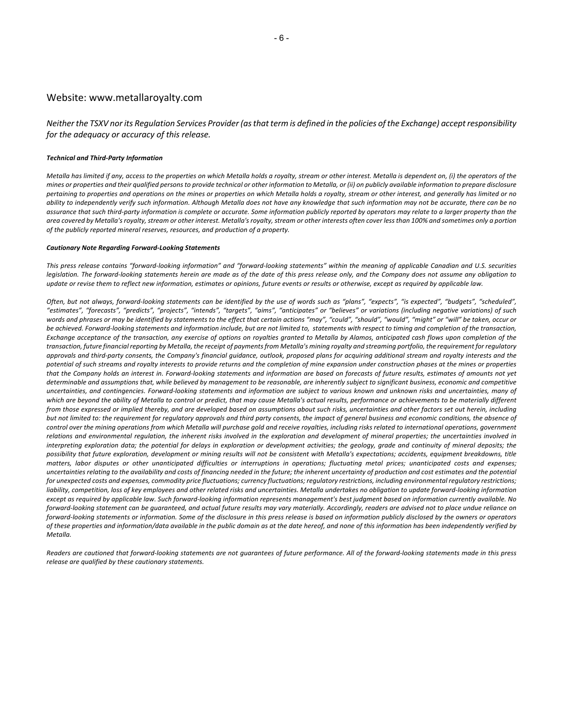Website: www.metallaroyalty.com

*Neither the TSXV nor its Regulation Services Provider (as that term is defined in the policies of the Exchange) accept responsibility for the adequacy or accuracy of this release.*

***Technical and Third-Party Information***

*Metalla has limited if any, access to the properties on which Metalla holds a royalty, stream or other interest. Metalla is dependent on, (i) the operators of the mines or properties and their qualified persons to provide technical or other information to Metalla, or (ii) on publicly available information to prepare disclosure pertaining to properties and operations on the mines or properties on which Metalla holds a royalty, stream or other interest, and generally has limited or no ability to independently verify such information. Although Metalla does not have any knowledge that such information may not be accurate, there can be no assurance that such third-party information is complete or accurate. Some information publicly reported by operators may relate to a larger property than the area covered by Metalla's royalty, stream or other interest. Metalla's royalty, stream or other interests often cover less than 100% and sometimes only a portion of the publicly reported mineral reserves, resources, and production of a property.*

***Cautionary Note Regarding Forward-Looking Statements***

*This press release contains "forward-looking information" and "forward-looking statements" within the meaning of applicable Canadian and U.S. securities legislation. The forward-looking statements herein are made as of the date of this press release only, and the Company does not assume any obligation to update or revise them to reflect new information, estimates or opinions, future events or results or otherwise, except as required by applicable law.*

*Often, but not always, forward-looking statements can be identified by the use of words such as "plans", "expects", "is expected", "budgets", "scheduled", "estimates", "forecasts", "predicts", "projects", "intends", "targets", "aims", "anticipates" or "believes" or variations (including negative variations) of such words and phrases or may be identified by statements to the effect that certain actions "may", "could", "should", "would", "might" or "will" be taken, occur or be achieved. Forward-looking statements and information include, but are not limited to, statements with respect to timing and completion of the transaction, Exchange acceptance of the transaction, any exercise of options on royalties granted to Metalla by Alamos, anticipated cash flows upon completion of the transaction, future financial reporting by Metalla, the receipt of payments from Metalla's mining royalty and streaming portfolio, the requirement for regulatory approvals and third-party consents, the Company's financial guidance, outlook, proposed plans for acquiring additional stream and royalty interests and the potential of such streams and royalty interests to provide returns and the completion of mine expansion under construction phases at the mines or properties that the Company holds an interest in. Forward-looking statements and information are based on forecasts of future results, estimates of amounts not yet determinable and assumptions that, while believed by management to be reasonable, are inherently subject to significant business, economic and competitive uncertainties, and contingencies. Forward-looking statements and information are subject to various known and unknown risks and uncertainties, many of which are beyond the ability of Metalla to control or predict, that may cause Metalla's actual results, performance or achievements to be materially different from those expressed or implied thereby, and are developed based on assumptions about such risks, uncertainties and other factors set out herein, including but not limited to: the requirement for regulatory approvals and third party consents, the impact of general business and economic conditions, the absence of control over the mining operations from which Metalla will purchase gold and receive royalties, including risks related to international operations, government relations and environmental regulation, the inherent risks involved in the exploration and development of mineral properties; the uncertainties involved in interpreting exploration data; the potential for delays in exploration or development activities; the geology, grade and continuity of mineral deposits; the possibility that future exploration, development or mining results will not be consistent with Metalla's expectations; accidents, equipment breakdowns, title matters, labor disputes or other unanticipated difficulties or interruptions in operations; fluctuating metal prices; unanticipated costs and expenses; uncertainties relating to the availability and costs of financing needed in the future; the inherent uncertainty of production and cost estimates and the potential for unexpected costs and expenses, commodity price fluctuations; currency fluctuations; regulatory restrictions, including environmental regulatory restrictions; liability, competition, loss of key employees and other related risks and uncertainties. Metalla undertakes no obligation to update forward-looking information except as required by applicable law. Such forward-looking information represents management's best judgment based on information currently available. No forward-looking statement can be guaranteed, and actual future results may vary materially. Accordingly, readers are advised not to place undue reliance on forward-looking statements or information. Some of the disclosure in this press release is based on information publicly disclosed by the owners or operators of these properties and information/data available in the public domain as at the date hereof, and none of this information has been independently verified by Metalla.*

*Readers are cautioned that forward-looking statements are not guarantees of future performance. All of the forward-looking statements made in this press release are qualified by these cautionary statements.*